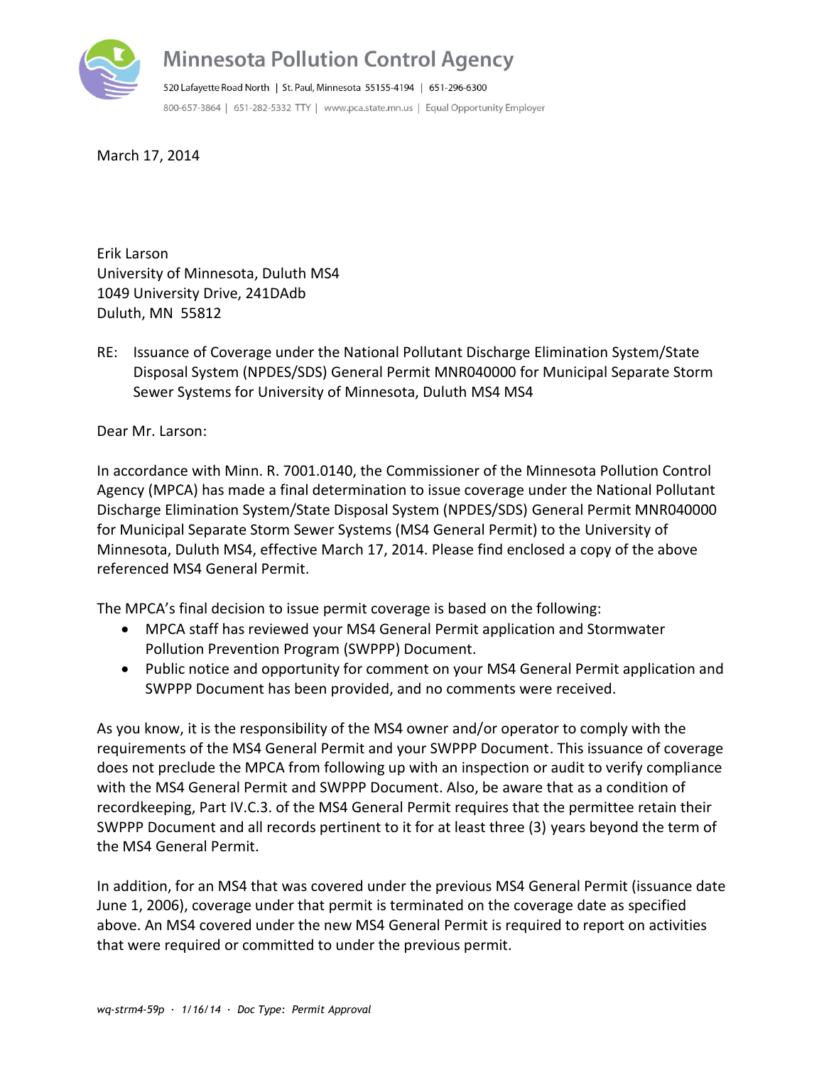# Minnesota Pollution Control Agency

520 Lafayette Road North | St. Paul, Minnesota 55155-4194 | 651-296-6300

800-657-3864 | 651-282-5332 TTY | www.pca.state.mn.us | Equal Opportunity Employer

March 17, 2014

Erik Larson
University of Minnesota, Duluth MS4
1049 University Drive, 241DAdb
Duluth, MN 55812

RE: Issuance of Coverage under the National Pollutant Discharge Elimination System/State Disposal System (NPDES/SDS) General Permit MNR040000 for Municipal Separate Storm Sewer Systems for University of Minnesota, Duluth MS4 MS4

Dear Mr. Larson:

In accordance with Minn. R. 7001.0140, the Commissioner of the Minnesota Pollution Control Agency (MPCA) has made a final determination to issue coverage under the National Pollutant Discharge Elimination System/State Disposal System (NPDES/SDS) General Permit MNR040000 for Municipal Separate Storm Sewer Systems (MS4 General Permit) to the University of Minnesota, Duluth MS4, effective March 17, 2014. Please find enclosed a copy of the above referenced MS4 General Permit.

The MPCA's final decision to issue permit coverage is based on the following:

- MPCA staff has reviewed your MS4 General Permit application and Stormwater Pollution Prevention Program (SWPPP) Document.
- Public notice and opportunity for comment on your MS4 General Permit application and SWPPP Document has been provided, and no comments were received.

As you know, it is the responsibility of the MS4 owner and/or operator to comply with the requirements of the MS4 General Permit and your SWPPP Document. This issuance of coverage does not preclude the MPCA from following up with an inspection or audit to verify compliance with the MS4 General Permit and SWPPP Document. Also, be aware that as a condition of recordkeeping, Part IV.C.3. of the MS4 General Permit requires that the permittee retain their SWPPP Document and all records pertinent to it for at least three (3) years beyond the term of the MS4 General Permit.

In addition, for an MS4 that was covered under the previous MS4 General Permit (issuance date June 1, 2006), coverage under that permit is terminated on the coverage date as specified above. An MS4 covered under the new MS4 General Permit is required to report on activities that were required or committed to under the previous permit.

*wq-strm4-59p · 1/16/14 · Doc Type: Permit Approval*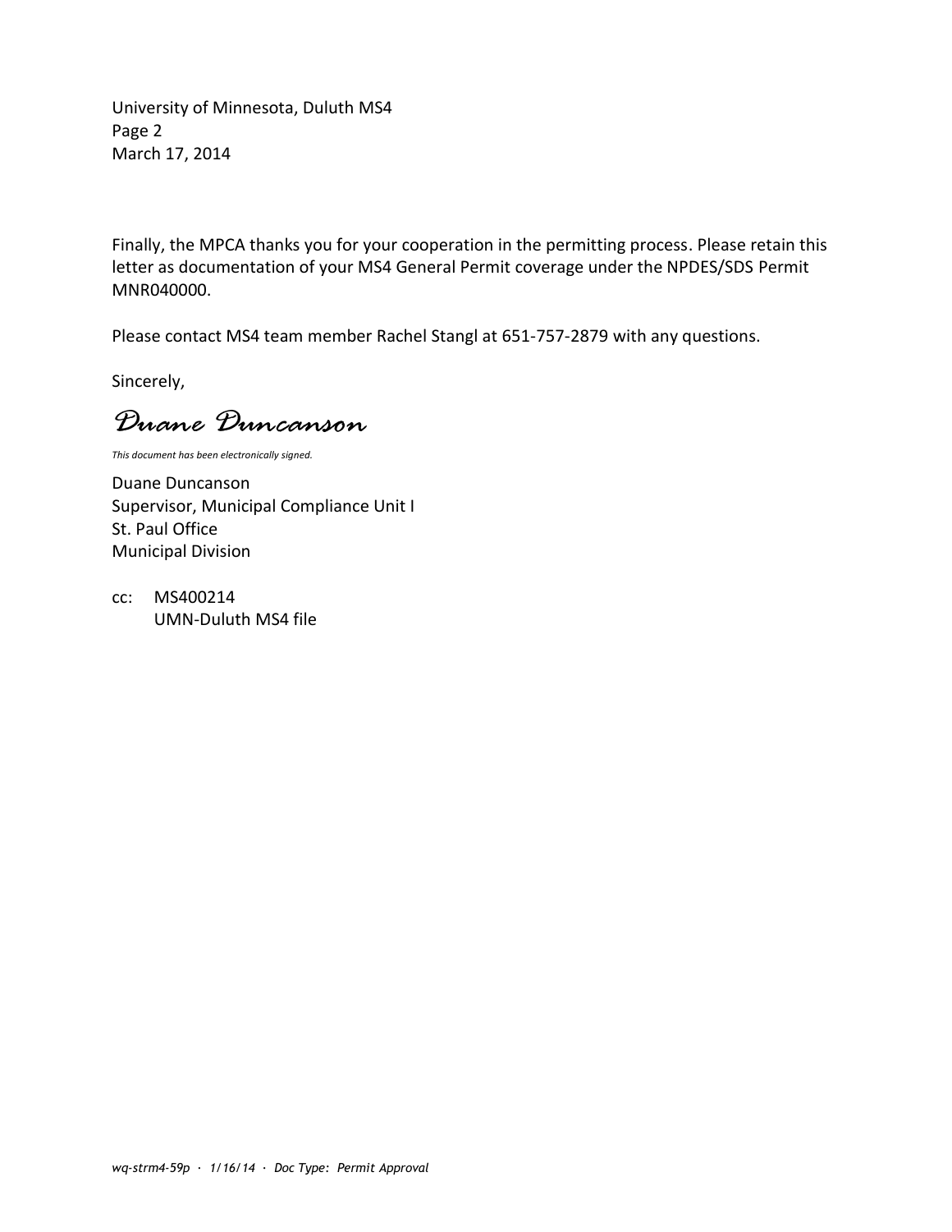Finally, the MPCA thanks you for your cooperation in the permitting process. Please retain this letter as documentation of your MS4 General Permit coverage under the NPDES/SDS Permit MNR040000.

Please contact MS4 team member Rachel Stangl at 651-757-2879 with any questions.

Sincerely,

*Duane Duncanson*

*This document has been electronically signed.*

Duane Duncanson
Supervisor, Municipal Compliance Unit I
St. Paul Office
Municipal Division

cc: MS400214
UMN-Duluth MS4 file